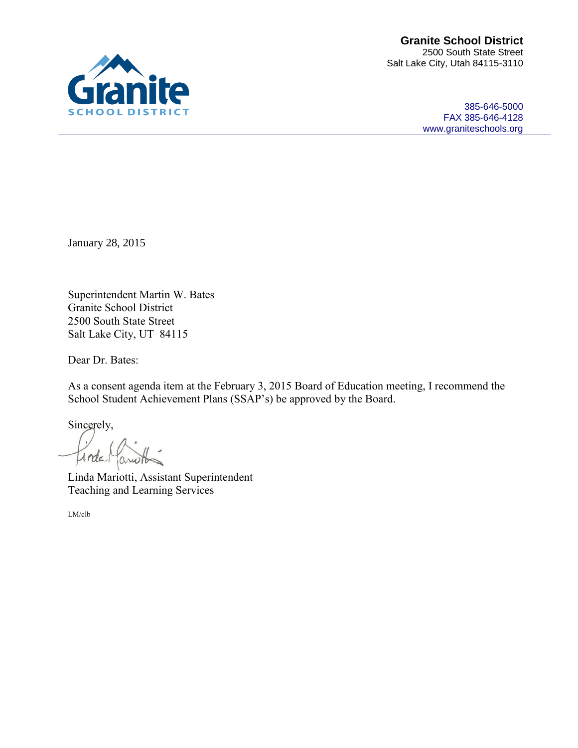**Granite School District**
2500 South State Street
Salt Lake City, Utah 84115-3110

385-646-5000
FAX 385-646-4128
www.graniteschools.org

January 28, 2015

Superintendent Martin W. Bates
Granite School District
2500 South State Street
Salt Lake City, UT 84115

Dear Dr. Bates:

As a consent agenda item at the February 3, 2015 Board of Education meeting, I recommend the School Student Achievement Plans (SSAP's) be approved by the Board.

Sincerely,

Linda Mariotti, Assistant Superintendent
Teaching and Learning Services

LM/clb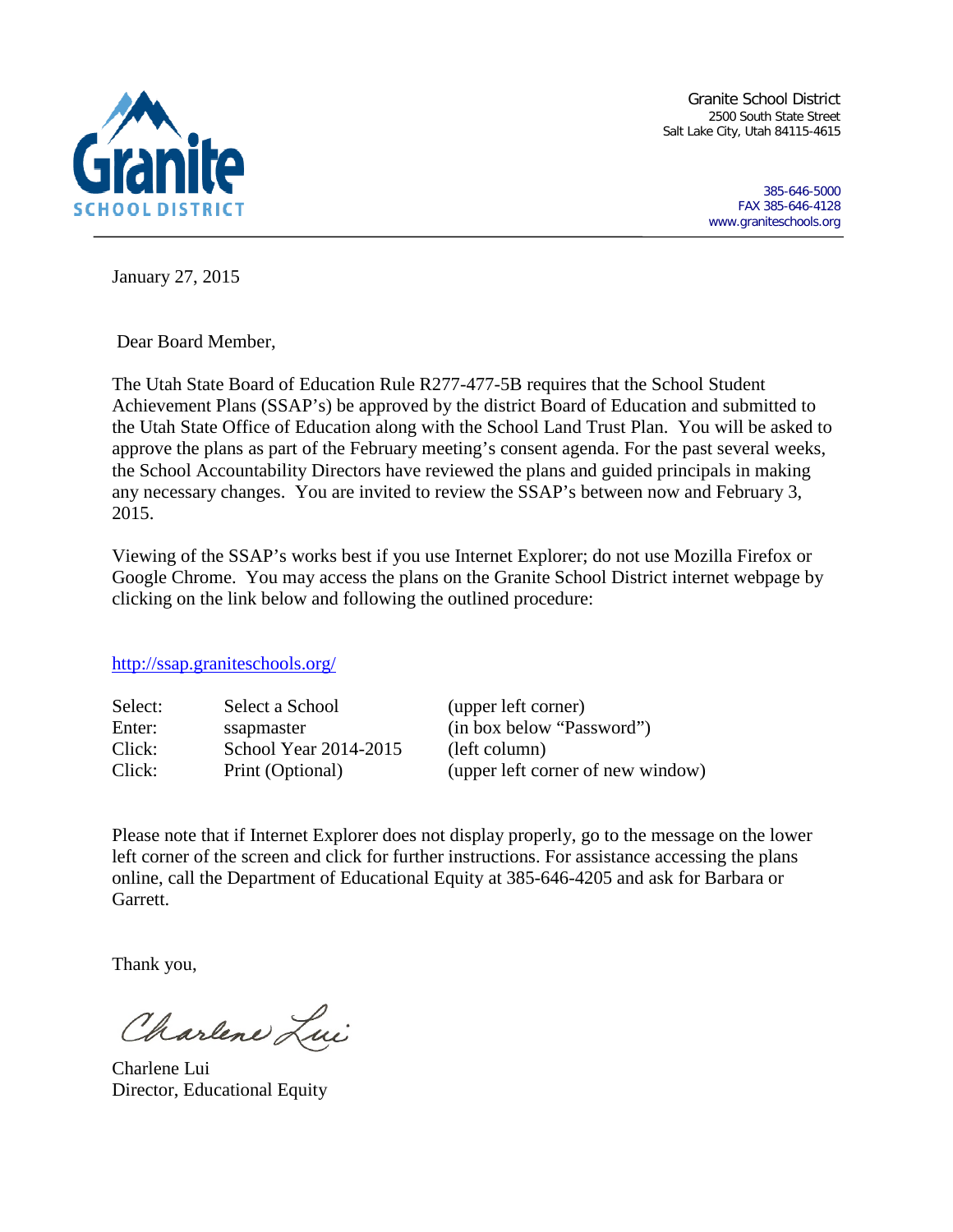Granite School District
2500 South State Street
Salt Lake City, Utah 84115-4615

385-646-5000
FAX 385-646-4128
www.graniteschools.org

January 27, 2015

Dear Board Member,

The Utah State Board of Education Rule R277-477-5B requires that the School Student Achievement Plans (SSAP's) be approved by the district Board of Education and submitted to the Utah State Office of Education along with the School Land Trust Plan. You will be asked to approve the plans as part of the February meeting's consent agenda. For the past several weeks, the School Accountability Directors have reviewed the plans and guided principals in making any necessary changes. You are invited to review the SSAP's between now and February 3, 2015.

Viewing of the SSAP's works best if you use Internet Explorer; do not use Mozilla Firefox or Google Chrome. You may access the plans on the Granite School District internet webpage by clicking on the link below and following the outlined procedure:

http://ssap.graniteschools.org/

| | | |
|---|---|---|
| Select: | Select a School | (upper left corner) |
| Enter: | ssapmaster | (in box below "Password") |
| Click: | School Year 2014-2015 | (left column) |
| Click: | Print (Optional) | (upper left corner of new window) |

Please note that if Internet Explorer does not display properly, go to the message on the lower left corner of the screen and click for further instructions. For assistance accessing the plans online, call the Department of Educational Equity at 385-646-4205 and ask for Barbara or Garrett.

Thank you,

Charlene Lui

Charlene Lui
Director, Educational Equity